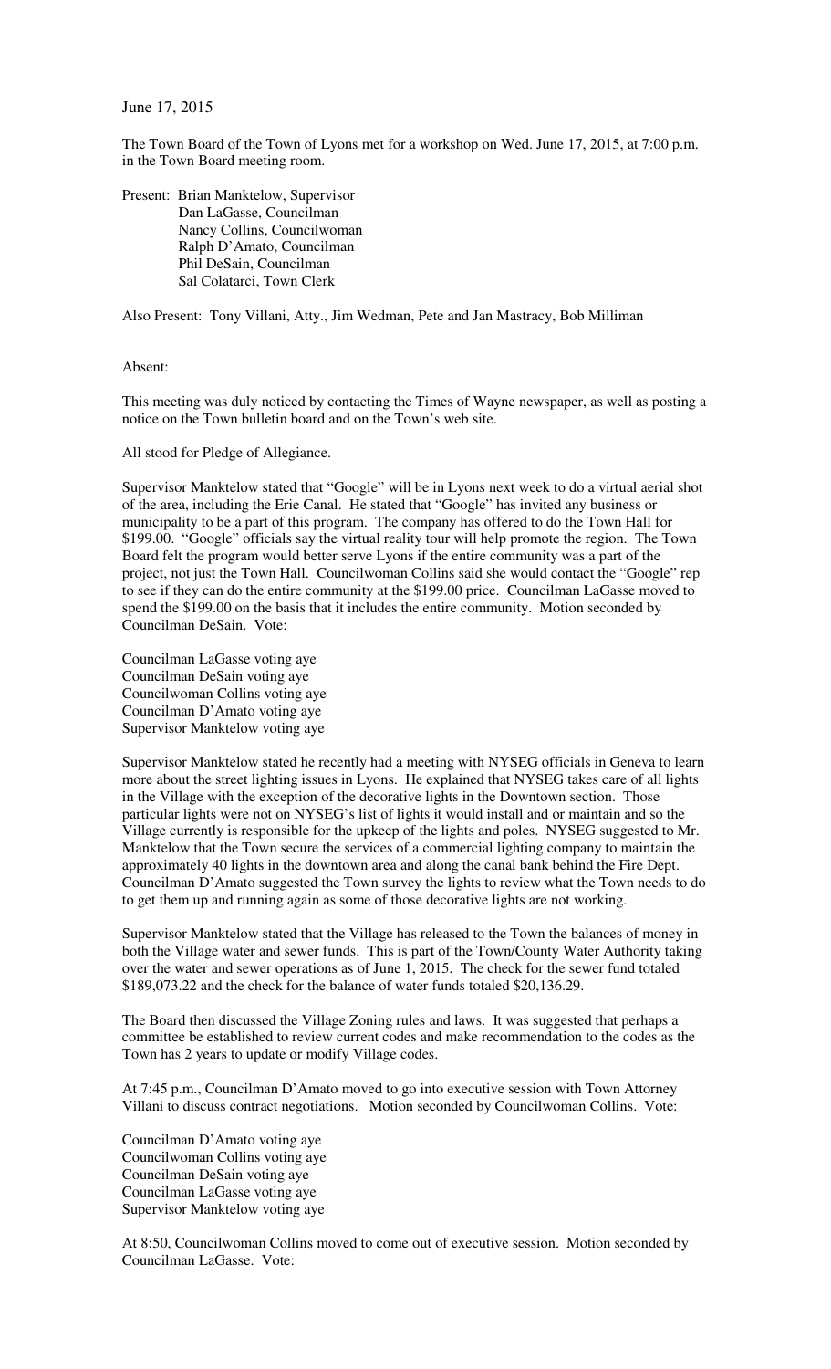June 17, 2015

The Town Board of the Town of Lyons met for a workshop on Wed. June 17, 2015, at 7:00 p.m. in the Town Board meeting room.

Present: Brian Manktelow, Supervisor
Dan LaGasse, Councilman
Nancy Collins, Councilwoman
Ralph D'Amato, Councilman
Phil DeSain, Councilman
Sal Colatarci, Town Clerk

Also Present: Tony Villani, Atty., Jim Wedman, Pete and Jan Mastracy, Bob Milliman

Absent:

This meeting was duly noticed by contacting the Times of Wayne newspaper, as well as posting a notice on the Town bulletin board and on the Town's web site.

All stood for Pledge of Allegiance.

Supervisor Manktelow stated that "Google" will be in Lyons next week to do a virtual aerial shot of the area, including the Erie Canal. He stated that "Google" has invited any business or municipality to be a part of this program. The company has offered to do the Town Hall for $199.00. "Google" officials say the virtual reality tour will help promote the region. The Town Board felt the program would better serve Lyons if the entire community was a part of the project, not just the Town Hall. Councilwoman Collins said she would contact the "Google" rep to see if they can do the entire community at the $199.00 price. Councilman LaGasse moved to spend the $199.00 on the basis that it includes the entire community. Motion seconded by Councilman DeSain. Vote:

Councilman LaGasse voting aye
Councilman DeSain voting aye
Councilwoman Collins voting aye
Councilman D'Amato voting aye
Supervisor Manktelow voting aye

Supervisor Manktelow stated he recently had a meeting with NYSEG officials in Geneva to learn more about the street lighting issues in Lyons. He explained that NYSEG takes care of all lights in the Village with the exception of the decorative lights in the Downtown section. Those particular lights were not on NYSEG's list of lights it would install and or maintain and so the Village currently is responsible for the upkeep of the lights and poles. NYSEG suggested to Mr. Manktelow that the Town secure the services of a commercial lighting company to maintain the approximately 40 lights in the downtown area and along the canal bank behind the Fire Dept. Councilman D'Amato suggested the Town survey the lights to review what the Town needs to do to get them up and running again as some of those decorative lights are not working.

Supervisor Manktelow stated that the Village has released to the Town the balances of money in both the Village water and sewer funds. This is part of the Town/County Water Authority taking over the water and sewer operations as of June 1, 2015. The check for the sewer fund totaled $189,073.22 and the check for the balance of water funds totaled $20,136.29.

The Board then discussed the Village Zoning rules and laws. It was suggested that perhaps a committee be established to review current codes and make recommendation to the codes as the Town has 2 years to update or modify Village codes.

At 7:45 p.m., Councilman D'Amato moved to go into executive session with Town Attorney Villani to discuss contract negotiations. Motion seconded by Councilwoman Collins. Vote:

Councilman D'Amato voting aye
Councilwoman Collins voting aye
Councilman DeSain voting aye
Councilman LaGasse voting aye
Supervisor Manktelow voting aye

At 8:50, Councilwoman Collins moved to come out of executive session. Motion seconded by Councilman LaGasse. Vote: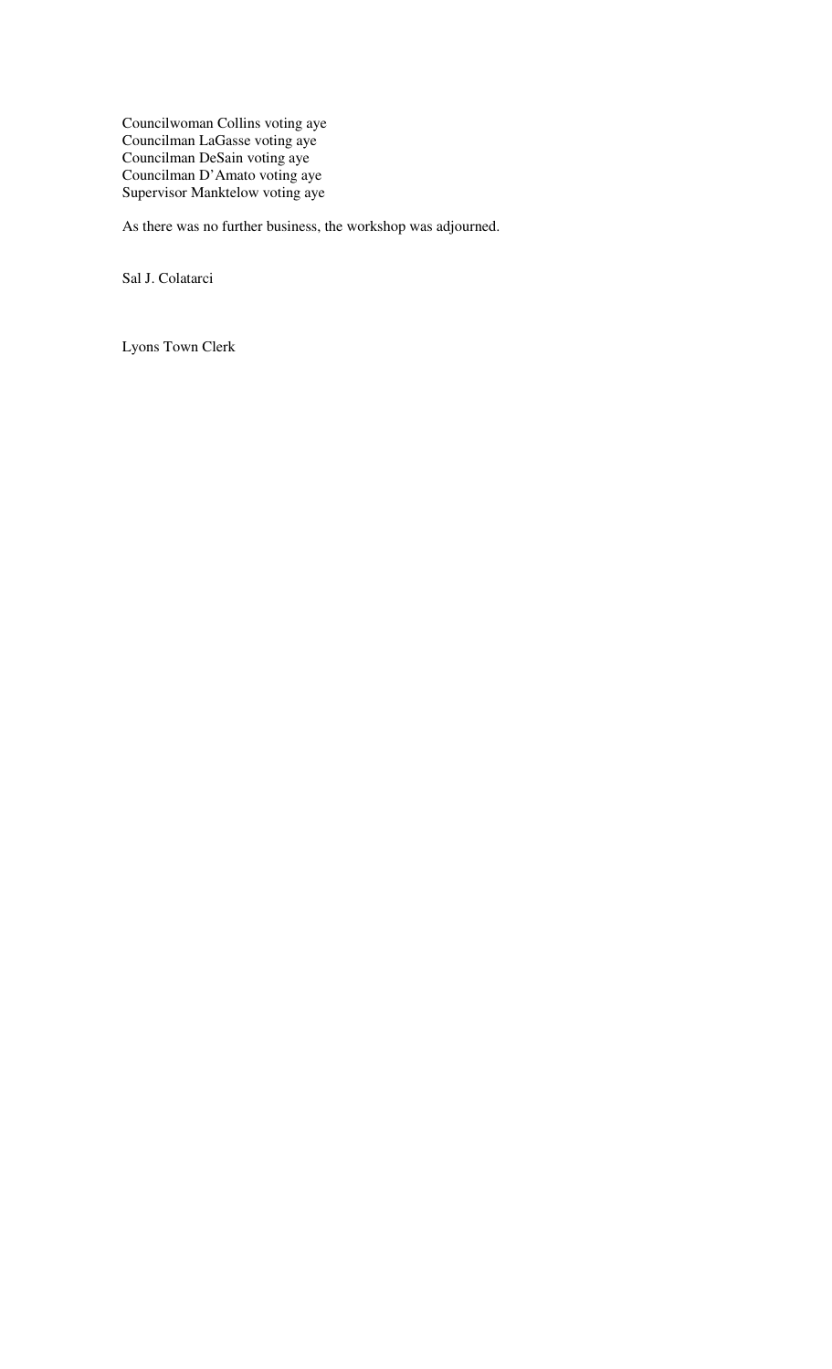Councilwoman Collins voting aye
Councilman LaGasse voting aye
Councilman DeSain voting aye
Councilman D'Amato voting aye
Supervisor Manktelow voting aye

As there was no further business, the workshop was adjourned.

Sal J. Colatarci

Lyons Town Clerk